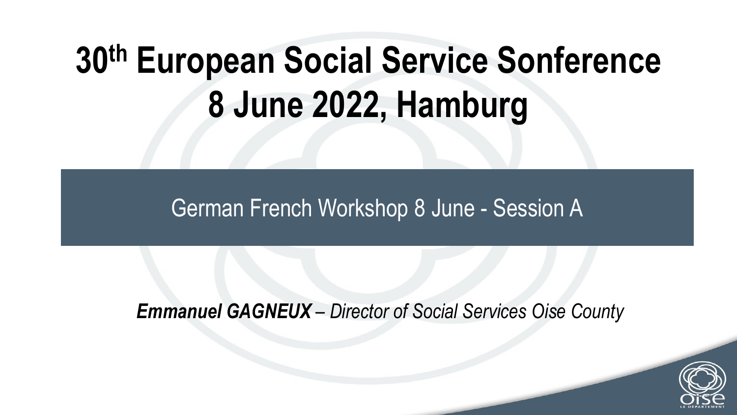# 30th European Social Service Sonference 8 June 2022, Hamburg

German French Workshop 8 June - Session A

***Emmanuel GAGNEUX*** *– Director of Social Services Oise County*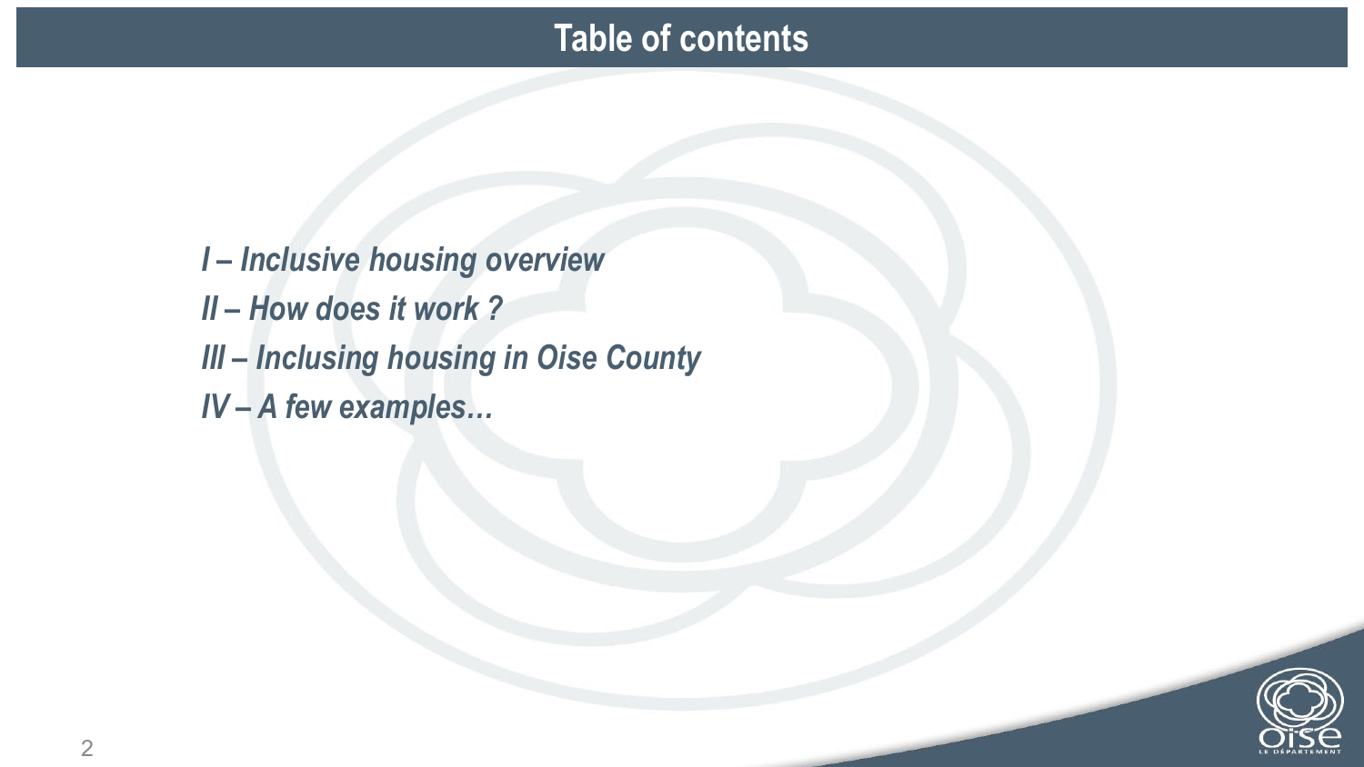# Table of contents

*I – Inclusive housing overview*
*II – How does it work ?*
*III – Inclusing housing in Oise County*
*IV – A few examples…*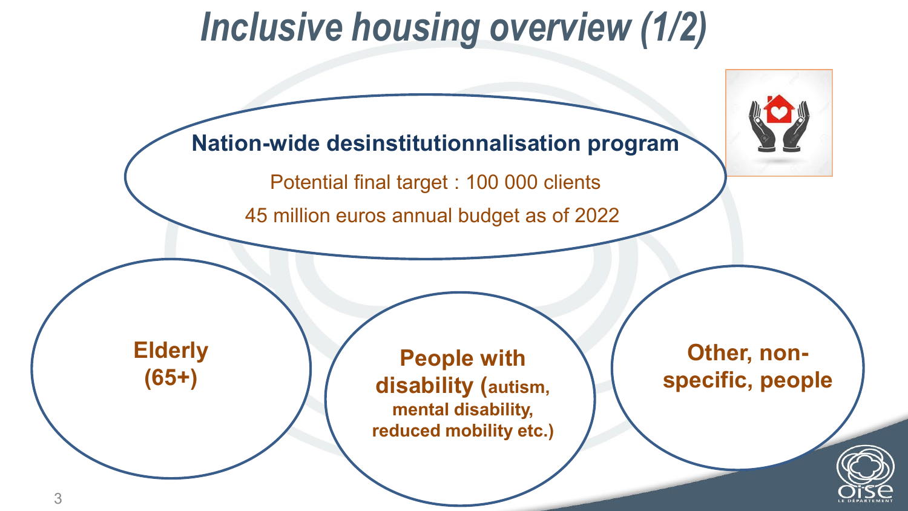# Inclusive housing overview (1/2)

**Nation-wide desinstitutionnalisation program**

Potential final target : 100 000 clients

45 million euros annual budget as of 2022

**Elderly (65+)**

**People with disability (autism, mental disability, reduced mobility etc.)**

**Other, non-specific, people**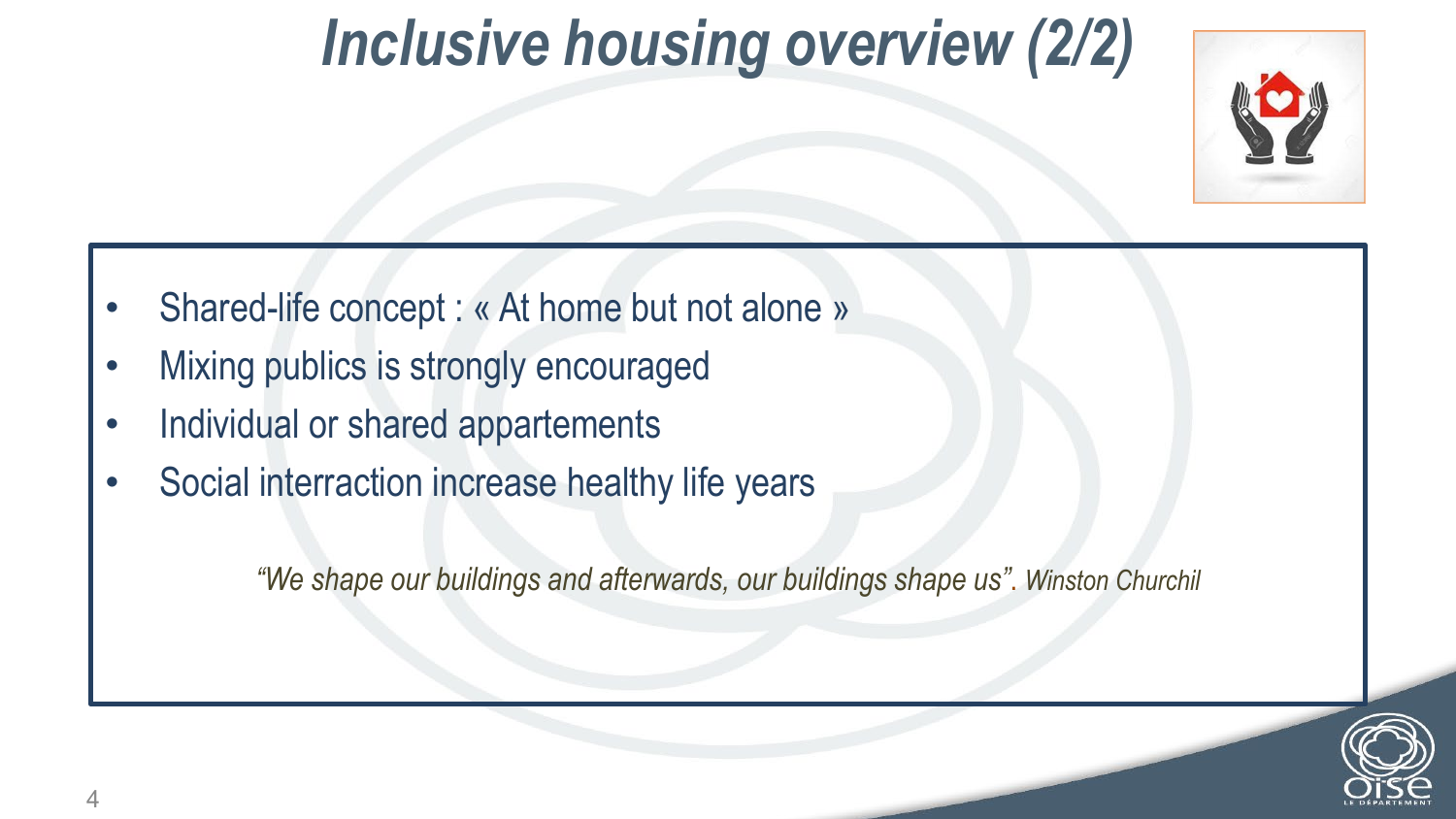# *Inclusive housing overview (2/2)*

- Shared-life concept : « At home but not alone »
- Mixing publics is strongly encouraged
- Individual or shared appartements
- Social interraction increase healthy life years

*"We shape our buildings and afterwards, our buildings shape us". Winston Churchil*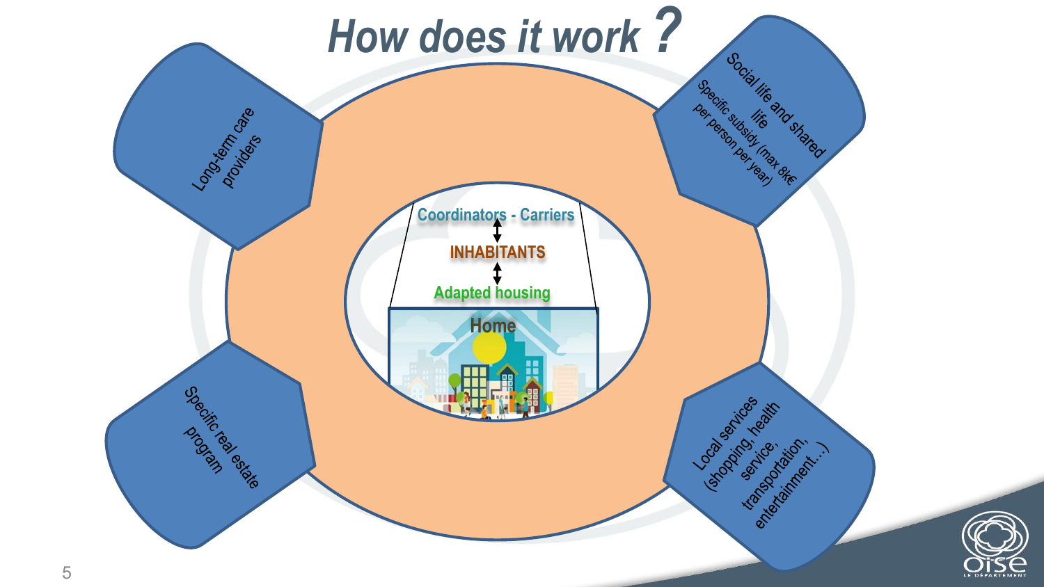# How does it work ?

Long-term care providers

Social life and shared life
Specific subsidy (max 8k€ per person per year)

Coordinators - Carriers

INHABITANTS

Adapted housing

Home

Specific real estate program

Local services (shopping, health service, transportation, entertainment…)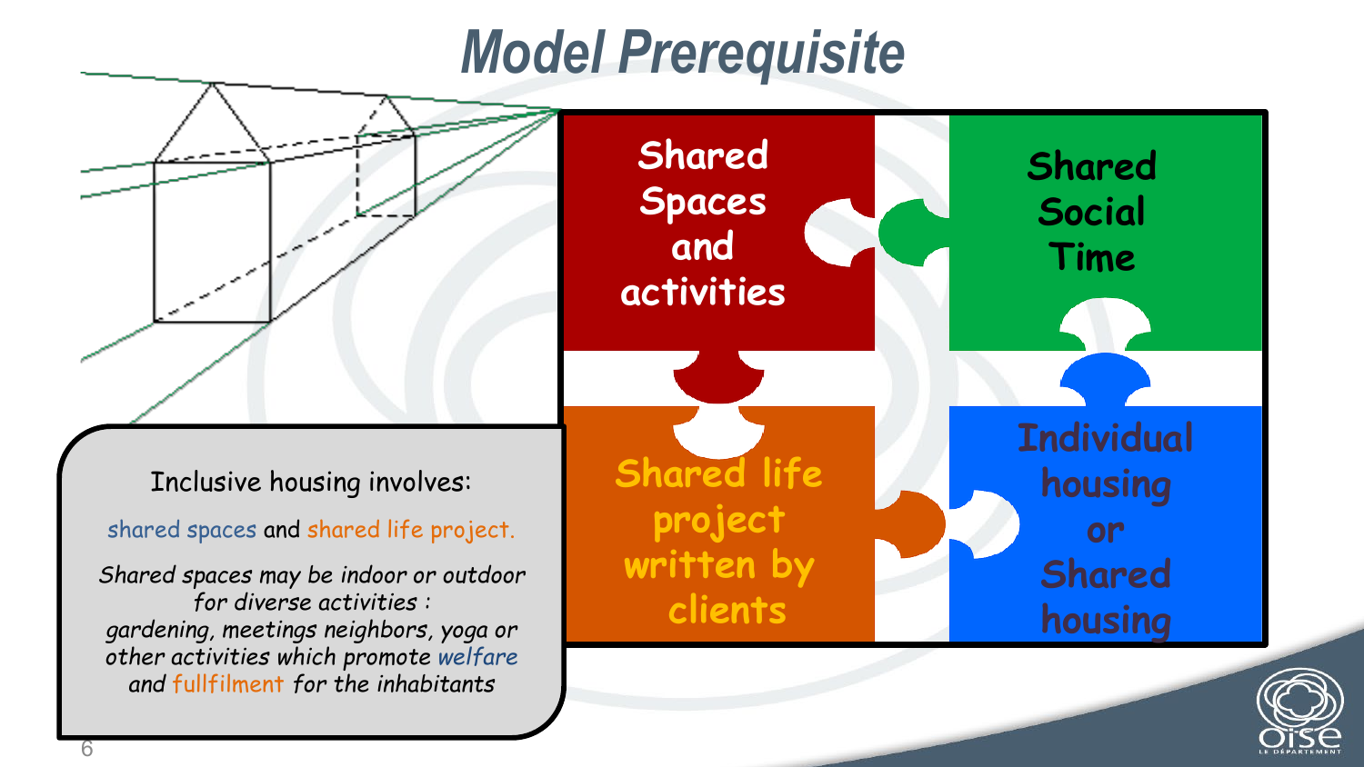# Model Prerequisite

Shared Spaces and activities

Shared Social Time

Shared life project written by clients

Individual housing or Shared housing

Inclusive housing involves:

shared spaces and shared life project.

*Shared spaces may be indoor or outdoor for diverse activities : gardening, meetings neighbors, yoga or other activities which promote welfare and fullfilment for the inhabitants*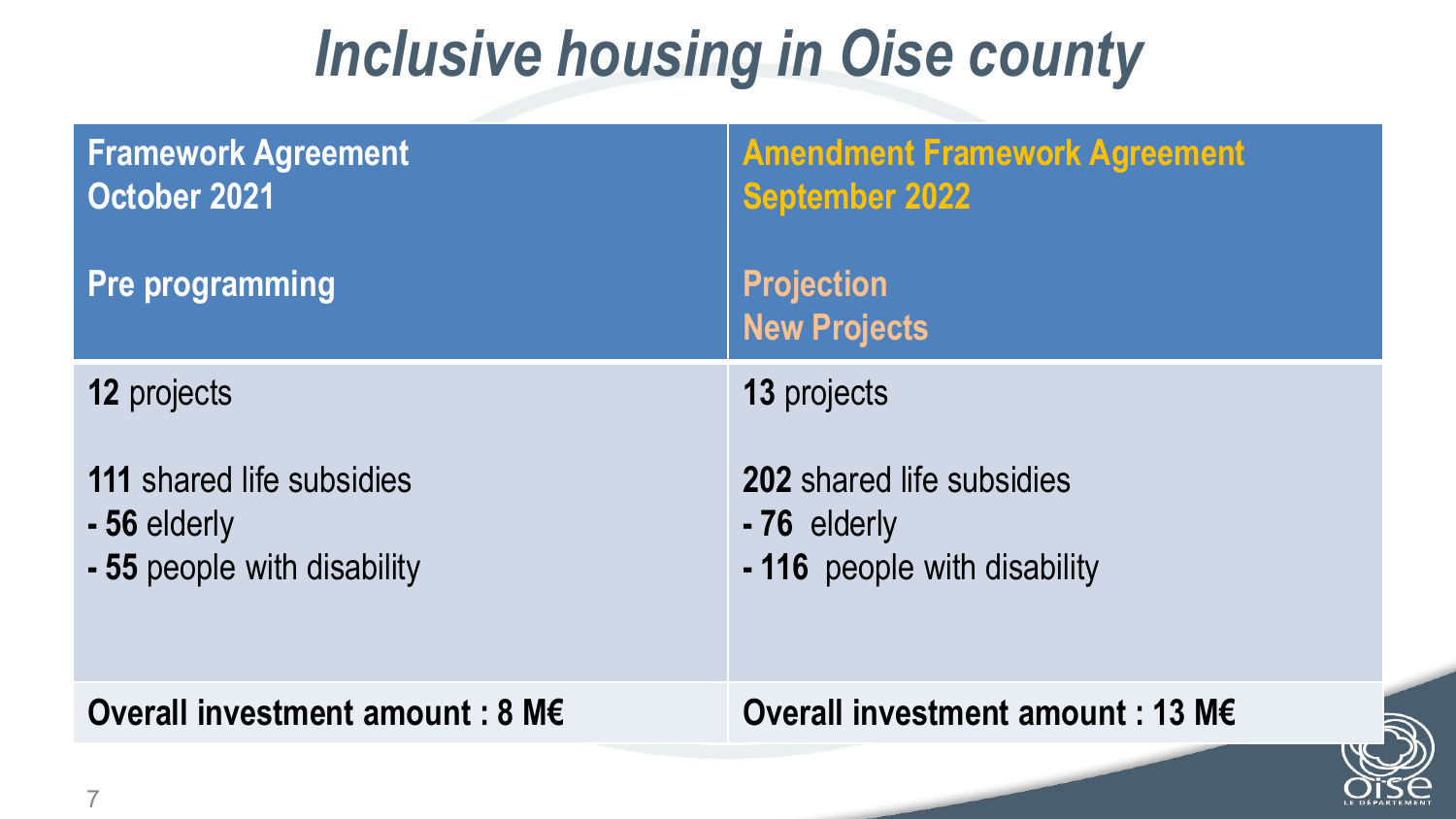# *Inclusive housing in Oise county*

| Framework Agreement October 2021<br><br>Pre programming | Amendment Framework Agreement September 2022<br><br>Projection New Projects |
| --- | --- |
| **12** projects<br><br>**111** shared life subsidies<br>- **56** elderly<br>- **55** people with disability | **13** projects<br><br>**202** shared life subsidies<br>- **76** elderly<br>- **116** people with disability |
| **Overall investment amount : 8 M€** | **Overall investment amount : 13 M€** |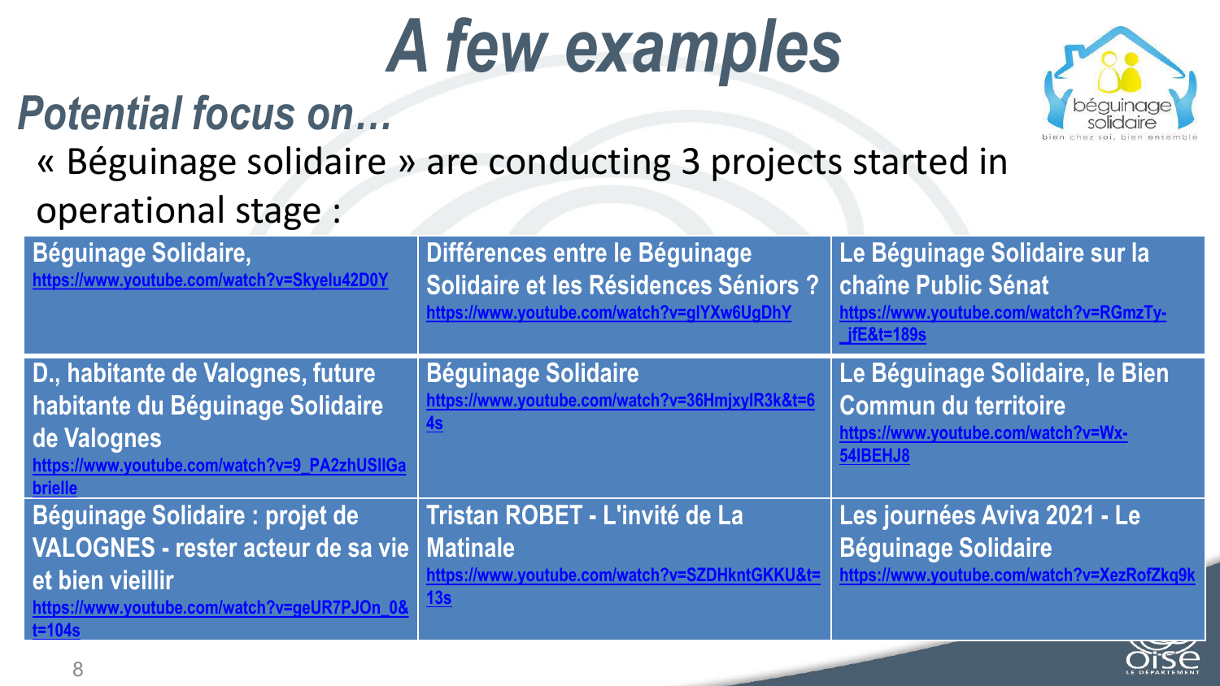# *A few examples*

## *Potential focus on…*

« Béguinage solidaire » are conducting 3 projects started in operational stage :

| | | |
|---|---|---|
| **Béguinage Solidaire,** https://www.youtube.com/watch?v=Skyelu42D0Y | **Différences entre le Béguinage Solidaire et les Résidences Séniors ?** https://www.youtube.com/watch?v=glYXw6UgDhY | **Le Béguinage Solidaire sur la chaîne Public Sénat** https://www.youtube.com/watch?v=RGmzTy-_jfE&t=189s |
| **D., habitante de Valognes, future habitante du Béguinage Solidaire de Valognes** https://www.youtube.com/watch?v=9_PA2zhUSIIGabrielle | **Béguinage Solidaire** https://www.youtube.com/watch?v=36HmjxyIR3k&t=64s | **Le Béguinage Solidaire, le Bien Commun du territoire** https://www.youtube.com/watch?v=Wx-54IBEHJ8 |
| **Béguinage Solidaire : projet de VALOGNES - rester acteur de sa vie et bien vieillir** https://www.youtube.com/watch?v=geUR7PJOn_0&t=104s | **Tristan ROBET - L'invité de La Matinale** https://www.youtube.com/watch?v=SZDHkntGKKU&t=13s | **Les journées Aviva 2021 - Le Béguinage Solidaire** https://www.youtube.com/watch?v=XezRofZkq9k |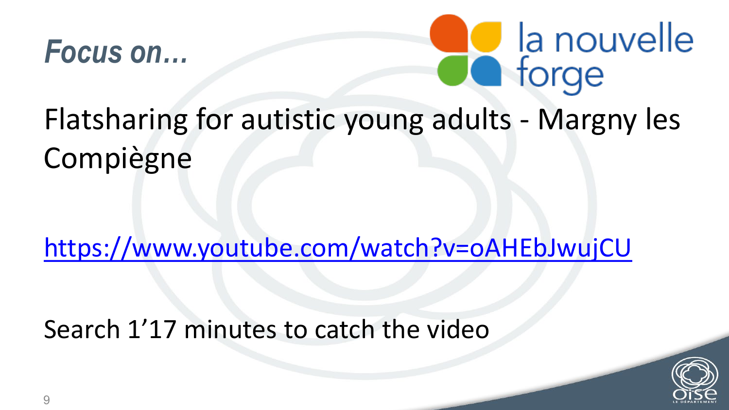*Focus on…*

la nouvelle forge

Flatsharing for autistic young adults - Margny les Compiègne

https://www.youtube.com/watch?v=oAHEbJwujCU

Search 1’17 minutes to catch the video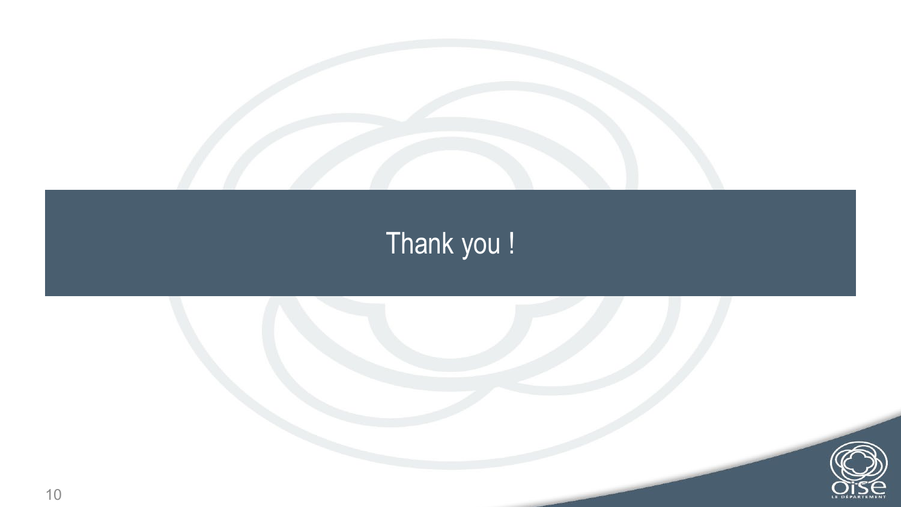Thank you !